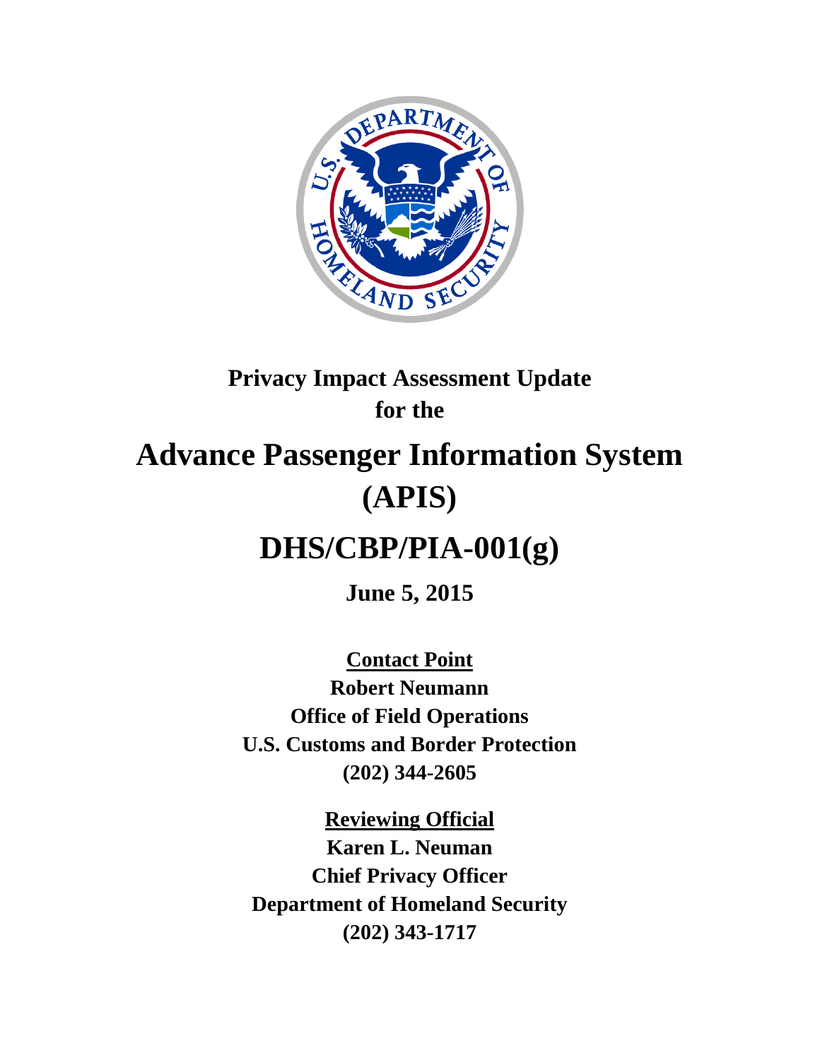# Privacy Impact Assessment Update for the

# Advance Passenger Information System (APIS)

# DHS/CBP/PIA-001(g)

**June 5, 2015**

**Contact Point**

**Robert Neumann**
**Office of Field Operations**
**U.S. Customs and Border Protection**
**(202) 344-2605**

**Reviewing Official**

**Karen L. Neuman**
**Chief Privacy Officer**
**Department of Homeland Security**
**(202) 343-1717**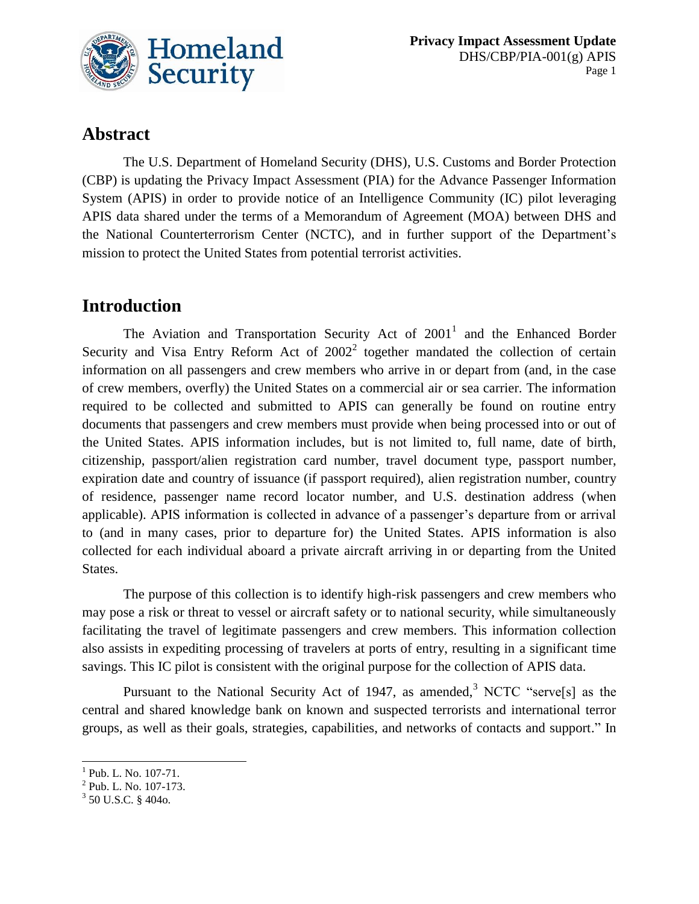## Abstract

The U.S. Department of Homeland Security (DHS), U.S. Customs and Border Protection (CBP) is updating the Privacy Impact Assessment (PIA) for the Advance Passenger Information System (APIS) in order to provide notice of an Intelligence Community (IC) pilot leveraging APIS data shared under the terms of a Memorandum of Agreement (MOA) between DHS and the National Counterterrorism Center (NCTC), and in further support of the Department's mission to protect the United States from potential terrorist activities.

## Introduction

The Aviation and Transportation Security Act of 2001[1] and the Enhanced Border Security and Visa Entry Reform Act of 2002[2] together mandated the collection of certain information on all passengers and crew members who arrive in or depart from (and, in the case of crew members, overfly) the United States on a commercial air or sea carrier. The information required to be collected and submitted to APIS can generally be found on routine entry documents that passengers and crew members must provide when being processed into or out of the United States. APIS information includes, but is not limited to, full name, date of birth, citizenship, passport/alien registration card number, travel document type, passport number, expiration date and country of issuance (if passport required), alien registration number, country of residence, passenger name record locator number, and U.S. destination address (when applicable). APIS information is collected in advance of a passenger's departure from or arrival to (and in many cases, prior to departure for) the United States. APIS information is also collected for each individual aboard a private aircraft arriving in or departing from the United States.

The purpose of this collection is to identify high-risk passengers and crew members who may pose a risk or threat to vessel or aircraft safety or to national security, while simultaneously facilitating the travel of legitimate passengers and crew members. This information collection also assists in expediting processing of travelers at ports of entry, resulting in a significant time savings. This IC pilot is consistent with the original purpose for the collection of APIS data.

Pursuant to the National Security Act of 1947, as amended,[3] NCTC "serve[s] as the central and shared knowledge bank on known and suspected terrorists and international terror groups, as well as their goals, strategies, capabilities, and networks of contacts and support." In

---

[1] Pub. L. No. 107-71.

[2] Pub. L. No. 107-173.

[3] 50 U.S.C. § 404o.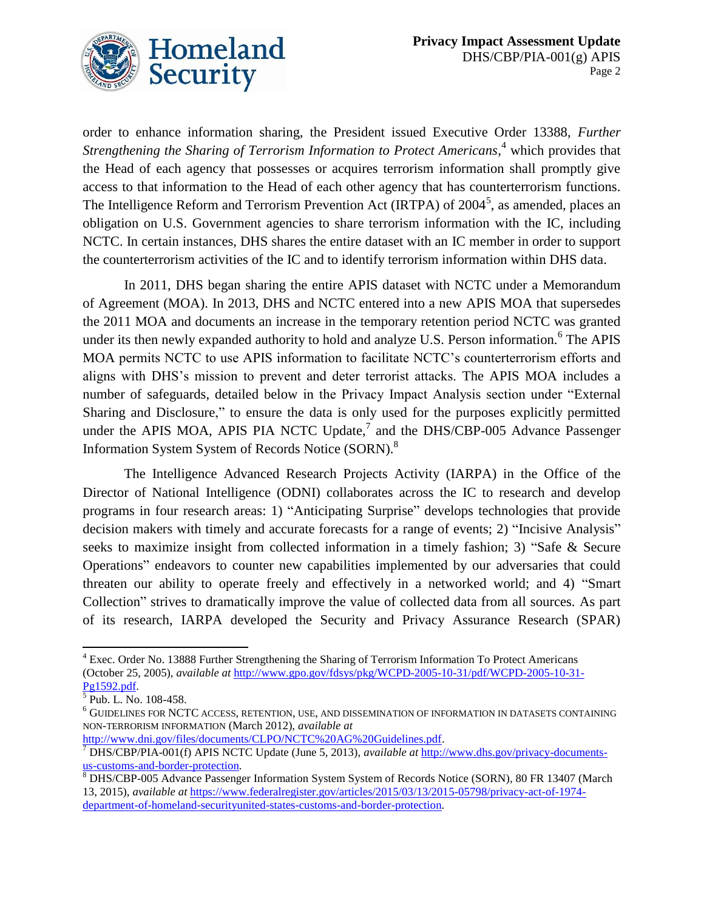order to enhance information sharing, the President issued Executive Order 13388, *Further Strengthening the Sharing of Terrorism Information to Protect Americans*,[4] which provides that the Head of each agency that possesses or acquires terrorism information shall promptly give access to that information to the Head of each other agency that has counterterrorism functions. The Intelligence Reform and Terrorism Prevention Act (IRTPA) of 2004[5], as amended, places an obligation on U.S. Government agencies to share terrorism information with the IC, including NCTC. In certain instances, DHS shares the entire dataset with an IC member in order to support the counterterrorism activities of the IC and to identify terrorism information within DHS data.

In 2011, DHS began sharing the entire APIS dataset with NCTC under a Memorandum of Agreement (MOA). In 2013, DHS and NCTC entered into a new APIS MOA that supersedes the 2011 MOA and documents an increase in the temporary retention period NCTC was granted under its then newly expanded authority to hold and analyze U.S. Person information.[6] The APIS MOA permits NCTC to use APIS information to facilitate NCTC's counterterrorism efforts and aligns with DHS's mission to prevent and deter terrorist attacks. The APIS MOA includes a number of safeguards, detailed below in the Privacy Impact Analysis section under "External Sharing and Disclosure," to ensure the data is only used for the purposes explicitly permitted under the APIS MOA, APIS PIA NCTC Update,[7] and the DHS/CBP-005 Advance Passenger Information System System of Records Notice (SORN).[8]

The Intelligence Advanced Research Projects Activity (IARPA) in the Office of the Director of National Intelligence (ODNI) collaborates across the IC to research and develop programs in four research areas: 1) "Anticipating Surprise" develops technologies that provide decision makers with timely and accurate forecasts for a range of events; 2) "Incisive Analysis" seeks to maximize insight from collected information in a timely fashion; 3) "Safe & Secure Operations" endeavors to counter new capabilities implemented by our adversaries that could threaten our ability to operate freely and effectively in a networked world; and 4) "Smart Collection" strives to dramatically improve the value of collected data from all sources. As part of its research, IARPA developed the Security and Privacy Assurance Research (SPAR)

---

[4] Exec. Order No. 13888 Further Strengthening the Sharing of Terrorism Information To Protect Americans (October 25, 2005), *available at* http://www.gpo.gov/fdsys/pkg/WCPD-2005-10-31/pdf/WCPD-2005-10-31-Pg1592.pdf.

[5] Pub. L. No. 108-458.

[6] GUIDELINES FOR NCTC ACCESS, RETENTION, USE, AND DISSEMINATION OF INFORMATION IN DATASETS CONTAINING NON-TERRORISM INFORMATION (March 2012), *available at* http://www.dni.gov/files/documents/CLPO/NCTC%20AG%20Guidelines.pdf.

[7] DHS/CBP/PIA-001(f) APIS NCTC Update (June 5, 2013), *available at* http://www.dhs.gov/privacy-documents-us-customs-and-border-protection.

[8] DHS/CBP-005 Advance Passenger Information System System of Records Notice (SORN), 80 FR 13407 (March 13, 2015), *available at* https://www.federalregister.gov/articles/2015/03/13/2015-05798/privacy-act-of-1974-department-of-homeland-securityunited-states-customs-and-border-protection.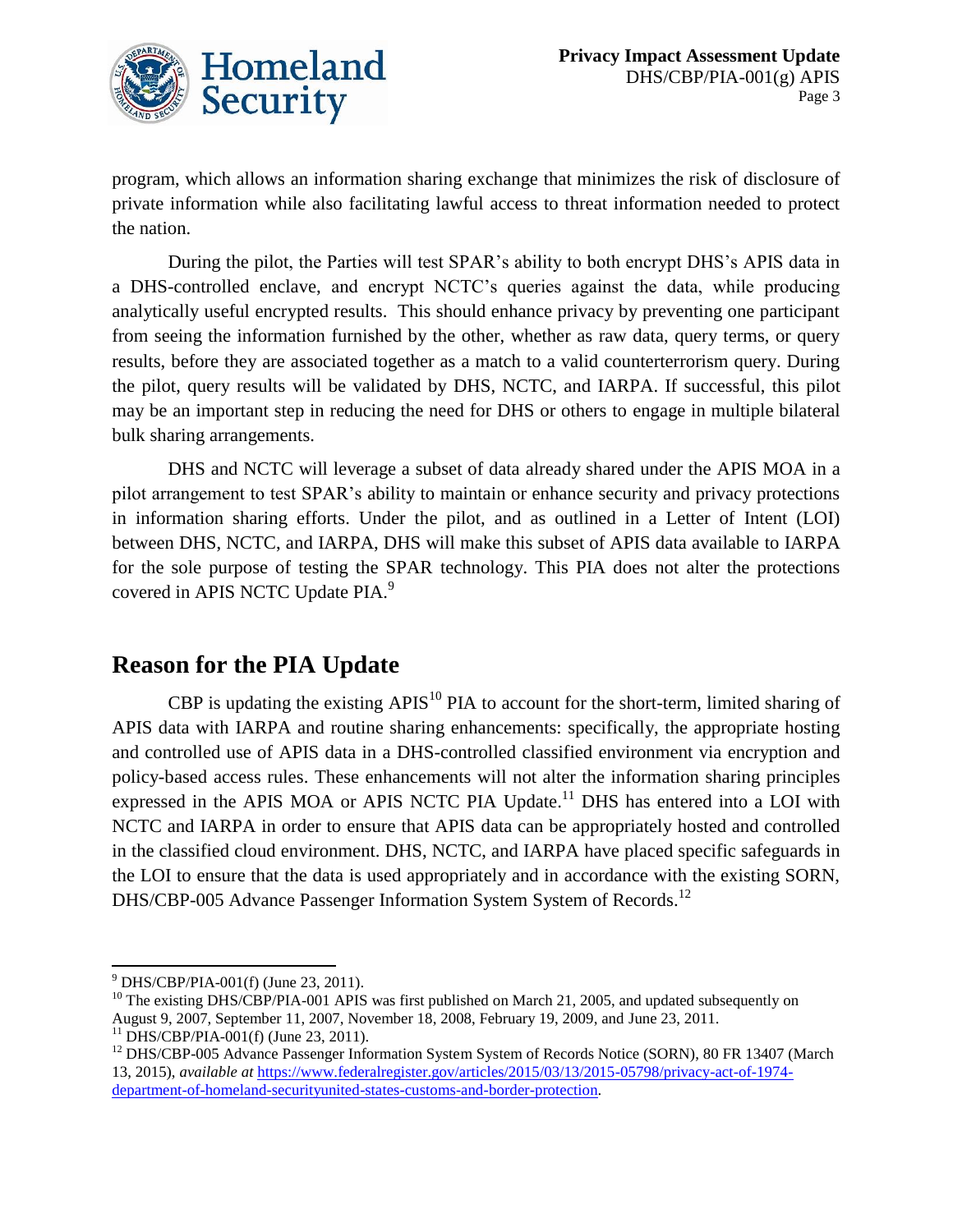program, which allows an information sharing exchange that minimizes the risk of disclosure of private information while also facilitating lawful access to threat information needed to protect the nation.

During the pilot, the Parties will test SPAR's ability to both encrypt DHS's APIS data in a DHS-controlled enclave, and encrypt NCTC's queries against the data, while producing analytically useful encrypted results. This should enhance privacy by preventing one participant from seeing the information furnished by the other, whether as raw data, query terms, or query results, before they are associated together as a match to a valid counterterrorism query. During the pilot, query results will be validated by DHS, NCTC, and IARPA. If successful, this pilot may be an important step in reducing the need for DHS or others to engage in multiple bilateral bulk sharing arrangements.

DHS and NCTC will leverage a subset of data already shared under the APIS MOA in a pilot arrangement to test SPAR's ability to maintain or enhance security and privacy protections in information sharing efforts. Under the pilot, and as outlined in a Letter of Intent (LOI) between DHS, NCTC, and IARPA, DHS will make this subset of APIS data available to IARPA for the sole purpose of testing the SPAR technology. This PIA does not alter the protections covered in APIS NCTC Update PIA.[9]

## Reason for the PIA Update

CBP is updating the existing APIS[10] PIA to account for the short-term, limited sharing of APIS data with IARPA and routine sharing enhancements: specifically, the appropriate hosting and controlled use of APIS data in a DHS-controlled classified environment via encryption and policy-based access rules. These enhancements will not alter the information sharing principles expressed in the APIS MOA or APIS NCTC PIA Update.[11] DHS has entered into a LOI with NCTC and IARPA in order to ensure that APIS data can be appropriately hosted and controlled in the classified cloud environment. DHS, NCTC, and IARPA have placed specific safeguards in the LOI to ensure that the data is used appropriately and in accordance with the existing SORN, DHS/CBP-005 Advance Passenger Information System System of Records.[12]

---

[9] DHS/CBP/PIA-001(f) (June 23, 2011).

[10] The existing DHS/CBP/PIA-001 APIS was first published on March 21, 2005, and updated subsequently on August 9, 2007, September 11, 2007, November 18, 2008, February 19, 2009, and June 23, 2011.

[11] DHS/CBP/PIA-001(f) (June 23, 2011).

[12] DHS/CBP-005 Advance Passenger Information System System of Records Notice (SORN), 80 FR 13407 (March 13, 2015), *available at* https://www.federalregister.gov/articles/2015/03/13/2015-05798/privacy-act-of-1974-department-of-homeland-securityunited-states-customs-and-border-protection.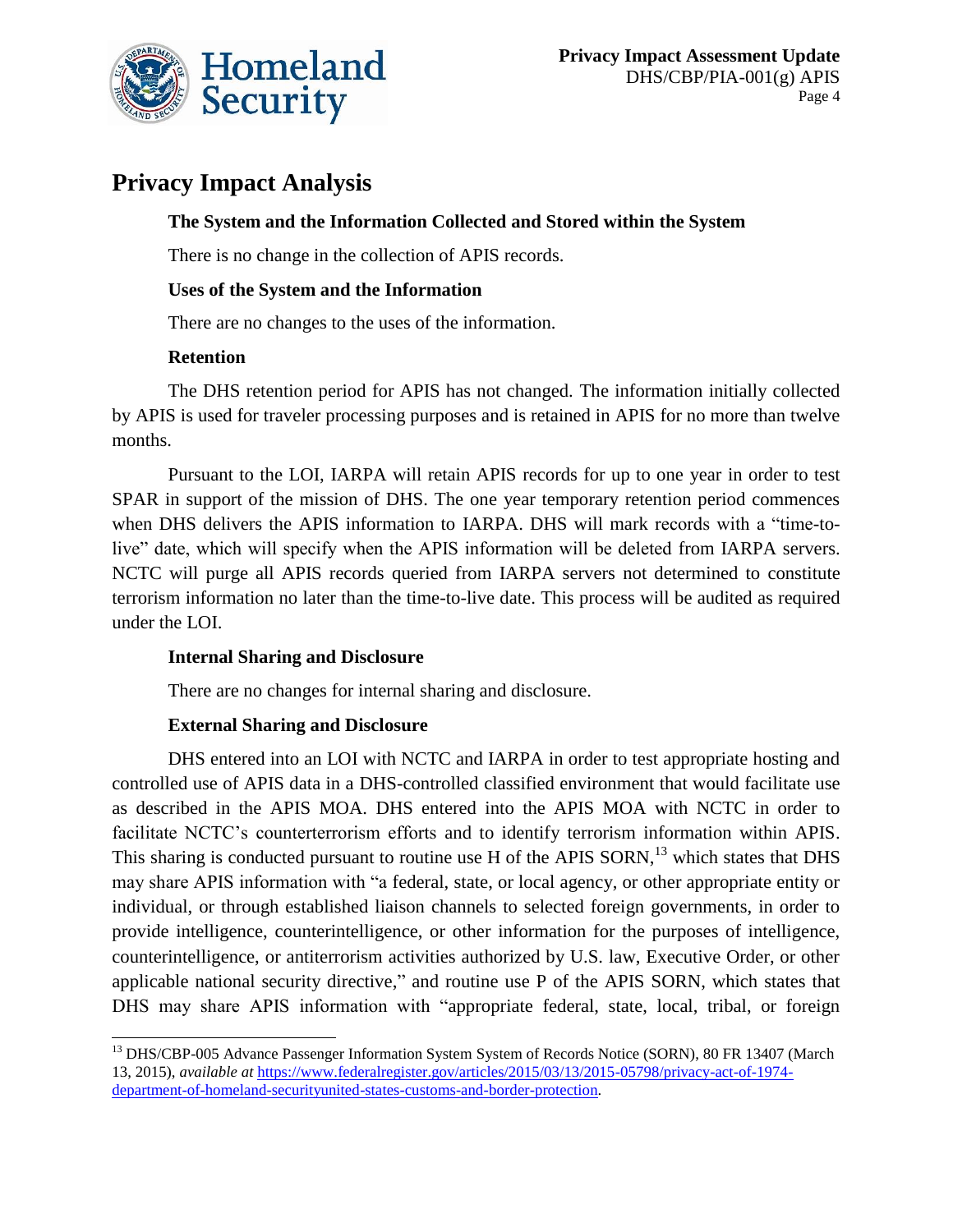## Privacy Impact Analysis

### The System and the Information Collected and Stored within the System

There is no change in the collection of APIS records.

### Uses of the System and the Information

There are no changes to the uses of the information.

### Retention

The DHS retention period for APIS has not changed. The information initially collected by APIS is used for traveler processing purposes and is retained in APIS for no more than twelve months.

Pursuant to the LOI, IARPA will retain APIS records for up to one year in order to test SPAR in support of the mission of DHS. The one year temporary retention period commences when DHS delivers the APIS information to IARPA. DHS will mark records with a "time-to-live" date, which will specify when the APIS information will be deleted from IARPA servers. NCTC will purge all APIS records queried from IARPA servers not determined to constitute terrorism information no later than the time-to-live date. This process will be audited as required under the LOI.

### Internal Sharing and Disclosure

There are no changes for internal sharing and disclosure.

### External Sharing and Disclosure

DHS entered into an LOI with NCTC and IARPA in order to test appropriate hosting and controlled use of APIS data in a DHS-controlled classified environment that would facilitate use as described in the APIS MOA. DHS entered into the APIS MOA with NCTC in order to facilitate NCTC's counterterrorism efforts and to identify terrorism information within APIS. This sharing is conducted pursuant to routine use H of the APIS SORN,[13] which states that DHS may share APIS information with "a federal, state, or local agency, or other appropriate entity or individual, or through established liaison channels to selected foreign governments, in order to provide intelligence, counterintelligence, or other information for the purposes of intelligence, counterintelligence, or antiterrorism activities authorized by U.S. law, Executive Order, or other applicable national security directive," and routine use P of the APIS SORN, which states that DHS may share APIS information with "appropriate federal, state, local, tribal, or foreign

[13] DHS/CBP-005 Advance Passenger Information System System of Records Notice (SORN), 80 FR 13407 (March 13, 2015), *available at* https://www.federalregister.gov/articles/2015/03/13/2015-05798/privacy-act-of-1974-department-of-homeland-securityunited-states-customs-and-border-protection.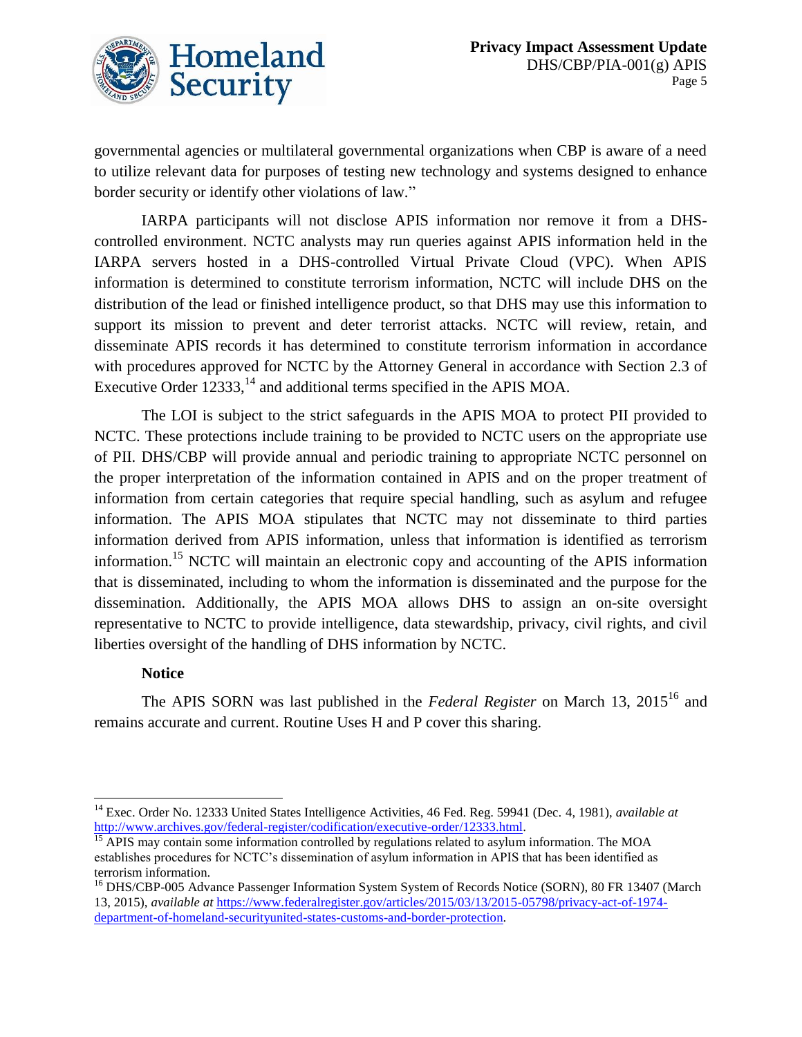governmental agencies or multilateral governmental organizations when CBP is aware of a need to utilize relevant data for purposes of testing new technology and systems designed to enhance border security or identify other violations of law."

IARPA participants will not disclose APIS information nor remove it from a DHS-controlled environment. NCTC analysts may run queries against APIS information held in the IARPA servers hosted in a DHS-controlled Virtual Private Cloud (VPC). When APIS information is determined to constitute terrorism information, NCTC will include DHS on the distribution of the lead or finished intelligence product, so that DHS may use this information to support its mission to prevent and deter terrorist attacks. NCTC will review, retain, and disseminate APIS records it has determined to constitute terrorism information in accordance with procedures approved for NCTC by the Attorney General in accordance with Section 2.3 of Executive Order 12333,[14] and additional terms specified in the APIS MOA.

The LOI is subject to the strict safeguards in the APIS MOA to protect PII provided to NCTC. These protections include training to be provided to NCTC users on the appropriate use of PII. DHS/CBP will provide annual and periodic training to appropriate NCTC personnel on the proper interpretation of the information contained in APIS and on the proper treatment of information from certain categories that require special handling, such as asylum and refugee information. The APIS MOA stipulates that NCTC may not disseminate to third parties information derived from APIS information, unless that information is identified as terrorism information.[15] NCTC will maintain an electronic copy and accounting of the APIS information that is disseminated, including to whom the information is disseminated and the purpose for the dissemination. Additionally, the APIS MOA allows DHS to assign an on-site oversight representative to NCTC to provide intelligence, data stewardship, privacy, civil rights, and civil liberties oversight of the handling of DHS information by NCTC.

**Notice**

The APIS SORN was last published in the *Federal Register* on March 13, 2015[16] and remains accurate and current. Routine Uses H and P cover this sharing.

---

[14] Exec. Order No. 12333 United States Intelligence Activities, 46 Fed. Reg. 59941 (Dec. 4, 1981), *available at* http://www.archives.gov/federal-register/codification/executive-order/12333.html.

[15] APIS may contain some information controlled by regulations related to asylum information. The MOA establishes procedures for NCTC's dissemination of asylum information in APIS that has been identified as terrorism information.

[16] DHS/CBP-005 Advance Passenger Information System System of Records Notice (SORN), 80 FR 13407 (March 13, 2015), *available at* https://www.federalregister.gov/articles/2015/03/13/2015-05798/privacy-act-of-1974-department-of-homeland-securityunited-states-customs-and-border-protection.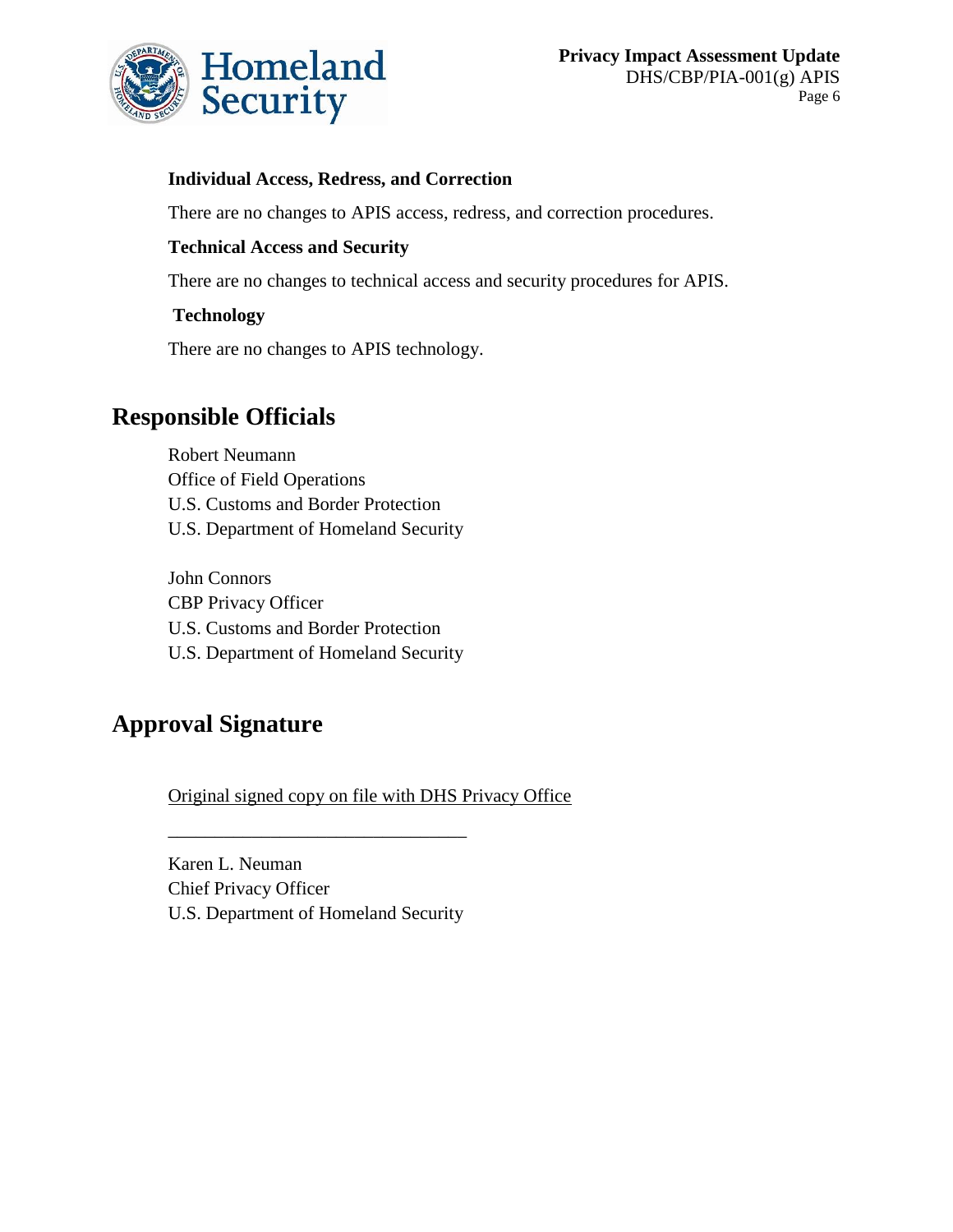### Individual Access, Redress, and Correction

There are no changes to APIS access, redress, and correction procedures.

### Technical Access and Security

There are no changes to technical access and security procedures for APIS.

### Technology

There are no changes to APIS technology.

## Responsible Officials

Robert Neumann
Office of Field Operations
U.S. Customs and Border Protection
U.S. Department of Homeland Security

John Connors
CBP Privacy Officer
U.S. Customs and Border Protection
U.S. Department of Homeland Security

## Approval Signature

Original signed copy on file with DHS Privacy Office

________________________________

Karen L. Neuman
Chief Privacy Officer
U.S. Department of Homeland Security